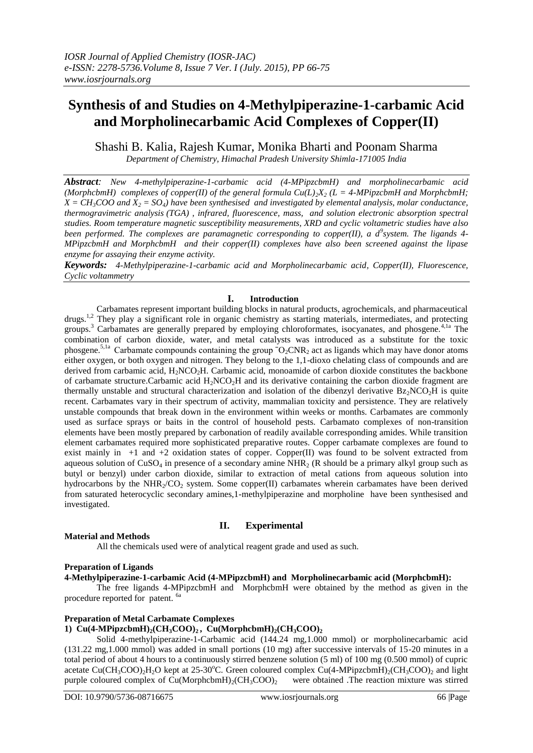# Synthesis of and Studies on 4-Methylpiperazine-1-carbamic Acid and Morpholinecarbamic Acid Complexes of Copper(II)

Shashi B. Kalia, Rajesh Kumar, Monika Bharti and Poonam Sharma

*Department of Chemistry, Himachal Pradesh University Shimla-171005 India*

***Abstract**: New 4-methylpiperazine-1-carbamic acid (4-MPipzcbmH) and morpholinecarbamic acid (MorphcbmH) complexes of copper(II) of the general formula $Cu(L)_2X_2$ ($L$ = 4-MPipzcbmH and MorphcbmH; $X = CH_3COO$ and $X_2 = SO_4$) have been synthesised and investigated by elemental analysis, molar conductance, thermogravimetric analysis (TGA), infrared, fluorescence, mass, and solution electronic absorption spectral studies. Room temperature magnetic susceptibility measurements, XRD and cyclic voltametric studies have also been performed. The complexes are paramagnetic corresponding to copper(II), a $d^9$ system. The ligands 4-MPipzcbmH and MorphcbmH and their copper(II) complexes have also been screened against the lipase enzyme for assaying their enzyme activity.*

***Keywords**: 4-Methylpiperazine-1-carbamic acid and Morpholinecarbamic acid, Copper(II), Fluorescence, Cyclic voltammetry*

## I. Introduction

Carbamates represent important building blocks in natural products, agrochemicals, and pharmaceutical drugs.[1,2] They play a significant role in organic chemistry as starting materials, intermediates, and protecting groups.[3] Carbamates are generally prepared by employing chloroformates, isocyanates, and phosgene.[4,1a] The combination of carbon dioxide, water, and metal catalysts was introduced as a substitute for the toxic phosgene.[5,1a] Carbamate compounds containing the group $^{-}O_2CNR_2$ act as ligands which may have donor atoms either oxygen, or both oxygen and nitrogen. They belong to the 1,1-dioxo chelating class of compounds and are derived from carbamic acid, $H_2NCO_2H$. Carbamic acid, monoamide of carbon dioxide constitutes the backbone of carbamate structure.Carbamic acid $H_2NCO_2H$ and its derivative containing the carbon dioxide fragment are thermally unstable and structural characterization and isolation of the dibenzyl derivative $Bz_2NCO_2H$ is quite recent. Carbamates vary in their spectrum of activity, mammalian toxicity and persistence. They are relatively unstable compounds that break down in the environment within weeks or months. Carbamates are commonly used as surface sprays or baits in the control of household pests. Carbamato complexes of non-transition elements have been mostly prepared by carbonation of readily available corresponding amides. While transition element carbamates required more sophisticated preparative routes. Copper carbamate complexes are found to exist mainly in +1 and +2 oxidation states of copper. Copper(II) was found to be solvent extracted from aqueous solution of $CuSO_4$ in presence of a secondary amine $NHR_2$ (R should be a primary alkyl group such as butyl or benzyl) under carbon dioxide, similar to extraction of metal cations from aqueous solution into hydrocarbons by the $NHR_2/CO_2$ system. Some copper(II) carbamates wherein carbamates have been derived from saturated heterocyclic secondary amines,1-methylpiperazine and morpholine have been synthesised and investigated.

## II. Experimental

### Material and Methods

All the chemicals used were of analytical reagent grade and used as such.

### Preparation of Ligands

#### 4-Methylpiperazine-1-carbamic Acid (4-MPipzcbmH) and Morpholinecarbamic acid (MorphcbmH):

The free ligands 4-MPipzcbmH and MorphcbmH were obtained by the method as given in the procedure reported for patent. [6a]

### Preparation of Metal Carbamate Complexes

#### 1) $Cu(4\text{-}MPipzcbmH)_2(CH_3COO)_2$ , $Cu(MorphcbmH)_2(CH_3COO)_2$

Solid 4-methylpiperazine-1-Carbamic acid (144.24 mg,1.000 mmol) or morpholinecarbamic acid (131.22 mg,1.000 mmol) was added in small portions (10 mg) after successive intervals of 15-20 minutes in a total period of about 4 hours to a continuously stirred benzene solution (5 ml) of 100 mg (0.500 mmol) of cupric acetate $Cu(CH_3COO)_2H_2O$ kept at 25-30°C. Green coloured complex $Cu(4\text{-}MPipzcbmH)_2(CH_3COO)_2$ and light purple coloured complex of $Cu(MorphcbmH)_2(CH_3COO)_2$ were obtained .The reaction mixture was stirred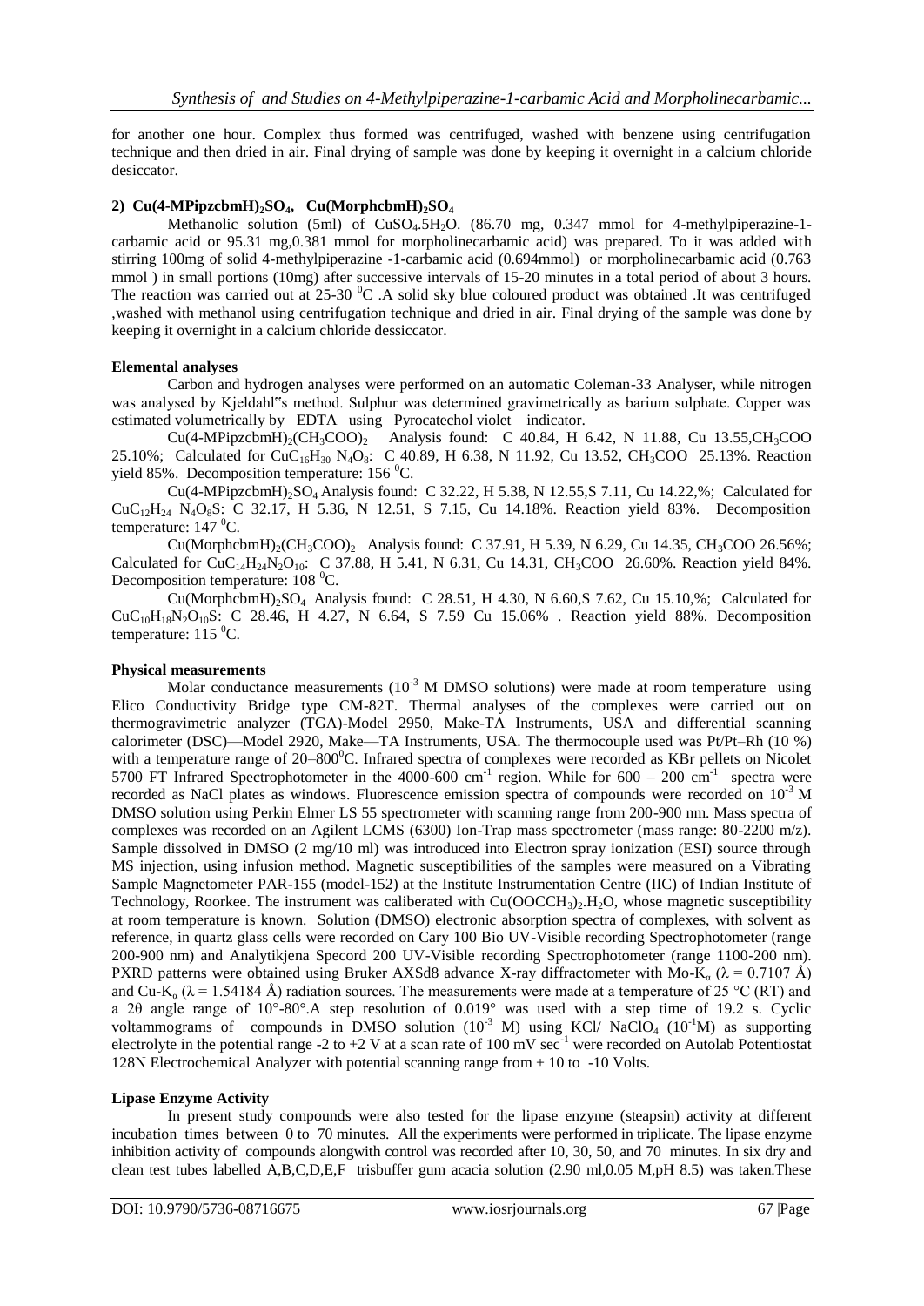for another one hour. Complex thus formed was centrifuged, washed with benzene using centrifugation technique and then dried in air. Final drying of sample was done by keeping it overnight in a calcium chloride desiccator.

**2) $Cu(4\text{-}MPipzcbmH)_2SO_4$, $Cu(MorphcbmH)_2SO_4$**

Methanolic solution (5ml) of $CuSO_4.5H_2O$. (86.70 mg, 0.347 mmol for 4-methylpiperazine-1-carbamic acid or 95.31 mg,0.381 mmol for morpholinecarbamic acid) was prepared. To it was added with stirring 100mg of solid 4-methylpiperazine -1-carbamic acid (0.694mmol) or morpholinecarbamic acid (0.763 mmol ) in small portions (10mg) after successive intervals of 15-20 minutes in a total period of about 3 hours. The reaction was carried out at 25-30 $^0$C .A solid sky blue coloured product was obtained .It was centrifuged ,washed with methanol using centrifugation technique and dried in air. Final drying of the sample was done by keeping it overnight in a calcium chloride dessiccator.

**Elemental analyses**

Carbon and hydrogen analyses were performed on an automatic Coleman-33 Analyser, while nitrogen was analysed by Kjeldahl"s method. Sulphur was determined gravimetrically as barium sulphate. Copper was estimated volumetrically by EDTA using Pyrocatechol violet indicator.

$Cu(4\text{-}MPipzcbmH)_2(CH_3COO)_2$ Analysis found: C 40.84, H 6.42, N 11.88, Cu 13.55,$CH_3COO$ 25.10%; Calculated for $CuC_{16}H_{30}N_4O_8$: C 40.89, H 6.38, N 11.92, Cu 13.52, $CH_3COO$ 25.13%. Reaction yield 85%. Decomposition temperature: 156 $^0$C.

$Cu(4\text{-}MPipzcbmH)_2SO_4$ Analysis found: C 32.22, H 5.38, N 12.55,S 7.11, Cu 14.22,%; Calculated for $CuC_{12}H_{24}N_4O_8S$: C 32.17, H 5.36, N 12.51, S 7.15, Cu 14.18%. Reaction yield 83%. Decomposition temperature: 147 $^0$C.

$Cu(MorphcbmH)_2(CH_3COO)_2$ Analysis found: C 37.91, H 5.39, N 6.29, Cu 14.35, $CH_3COO$ 26.56%; Calculated for $CuC_{14}H_{24}N_2O_{10}$: C 37.88, H 5.41, N 6.31, Cu 14.31, $CH_3COO$ 26.60%. Reaction yield 84%. Decomposition temperature: 108 $^0$C.

$Cu(MorphcbmH)_2SO_4$ Analysis found: C 28.51, H 4.30, N 6.60,S 7.62, Cu 15.10,%; Calculated for $CuC_{10}H_{18}N_2O_{10}S$: C 28.46, H 4.27, N 6.64, S 7.59 Cu 15.06% . Reaction yield 88%. Decomposition temperature: 115 $^0$C.

**Physical measurements**

Molar conductance measurements ($10^{-3}$ M DMSO solutions) were made at room temperature using Elico Conductivity Bridge type CM-82T. Thermal analyses of the complexes were carried out on thermogravimetric analyzer (TGA)-Model 2950, Make-TA Instruments, USA and differential scanning calorimeter (DSC)—Model 2920, Make—TA Instruments, USA. The thermocouple used was Pt/Pt–Rh (10 %) with a temperature range of 20–800$^0$C. Infrared spectra of complexes were recorded as KBr pellets on Nicolet 5700 FT Infrared Spectrophotometer in the 4000-600 $cm^{-1}$ region. While for 600 – 200 $cm^{-1}$ spectra were recorded as NaCl plates as windows. Fluorescence emission spectra of compounds were recorded on $10^{-3}$ M DMSO solution using Perkin Elmer LS 55 spectrometer with scanning range from 200-900 nm. Mass spectra of complexes was recorded on an Agilent LCMS (6300) Ion-Trap mass spectrometer (mass range: 80-2200 m/z). Sample dissolved in DMSO (2 mg/10 ml) was introduced into Electron spray ionization (ESI) source through MS injection, using infusion method. Magnetic susceptibilities of the samples were measured on a Vibrating Sample Magnetometer PAR-155 (model-152) at the Institute Instrumentation Centre (IIC) of Indian Institute of Technology, Roorkee. The instrument was caliberated with $Cu(OOCCH_3)_2.H_2O$, whose magnetic susceptibility at room temperature is known. Solution (DMSO) electronic absorption spectra of complexes, with solvent as reference, in quartz glass cells were recorded on Cary 100 Bio UV-Visible recording Spectrophotometer (range 200-900 nm) and Analytikjena Specord 200 UV-Visible recording Spectrophotometer (range 1100-200 nm). PXRD patterns were obtained using Bruker AXSd8 advance X-ray diffractometer with Mo-$K_\alpha$ ($\lambda$ = 0.7107 Å) and Cu-$K_\alpha$ ($\lambda$ = 1.54184 Å) radiation sources. The measurements were made at a temperature of 25 °C (RT) and a 2θ angle range of 10°-80°.A step resolution of 0.019° was used with a step time of 19.2 s. Cyclic voltammograms of compounds in DMSO solution ($10^{-3}$ M) using KCl/ $NaClO_4$ ($10^{-1}$M) as supporting electrolyte in the potential range -2 to +2 V at a scan rate of 100 mV $sec^{-1}$ were recorded on Autolab Potentiostat 128N Electrochemical Analyzer with potential scanning range from + 10 to -10 Volts.

**Lipase Enzyme Activity**

In present study compounds were also tested for the lipase enzyme (steapsin) activity at different incubation times between 0 to 70 minutes. All the experiments were performed in triplicate. The lipase enzyme inhibition activity of compounds alongwith control was recorded after 10, 30, 50, and 70 minutes. In six dry and clean test tubes labelled A,B,C,D,E,F trisbuffer gum acacia solution (2.90 ml,0.05 M,pH 8.5) was taken.These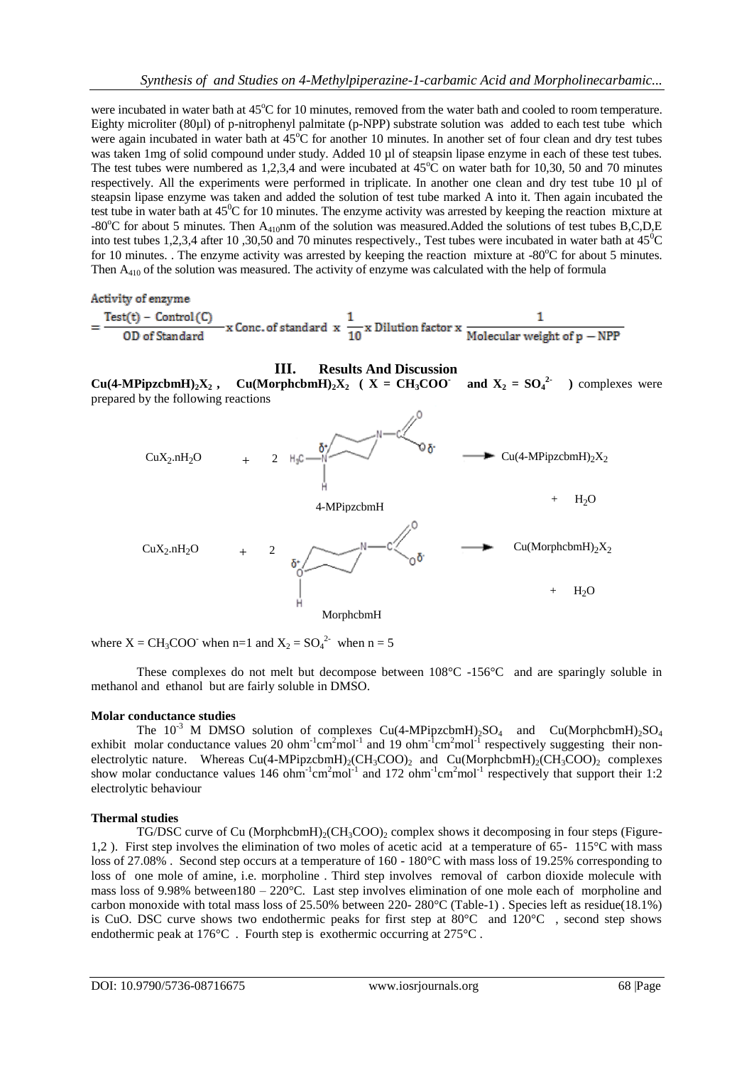were incubated in water bath at 45°C for 10 minutes, removed from the water bath and cooled to room temperature. Eighty microliter (80µl) of p-nitrophenyl palmitate (p-NPP) substrate solution was added to each test tube which were again incubated in water bath at 45°C for another 10 minutes. In another set of four clean and dry test tubes was taken 1mg of solid compound under study. Added 10 µl of steapsin lipase enzyme in each of these test tubes. The test tubes were numbered as 1,2,3,4 and were incubated at 45°C on water bath for 10,30, 50 and 70 minutes respectively. All the experiments were performed in triplicate. In another one clean and dry test tube 10 µl of steapsin lipase enzyme was taken and added the solution of test tube marked A into it. Then again incubated the test tube in water bath at 45°C for 10 minutes. The enzyme activity was arrested by keeping the reaction mixture at -80°C for about 5 minutes. Then $A_{410}$nm of the solution was measured.Added the solutions of test tubes B,C,D,E into test tubes 1,2,3,4 after 10 ,30,50 and 70 minutes respectively., Test tubes were incubated in water bath at 45°C for 10 minutes. . The enzyme activity was arrested by keeping the reaction mixture at -80°C for about 5 minutes. Then $A_{410}$ of the solution was measured. The activity of enzyme was calculated with the help of formula

Activity of enzyme

$$= \frac{\text{Test}(t) - \text{Control}(C)}{\text{OD of Standard}} \times \text{Conc. of standard} \times \frac{1}{10} \times \text{Dilution factor} \times \frac{1}{\text{Molecular weight of p} - \text{NPP}}$$

## III. Results And Discussion

**$Cu(4\text{-}MPipzcbmH)_2X_2$ , $Cu(MorphcbmH)_2X_2$ ( $X = CH_3COO^-$ and $X_2 = SO_4^{2-}$ )** complexes were prepared by the following reactions

$CuX_2.nH_2O$ + 2 4-MPipzcbmH ⟶ $Cu(4\text{-}MPipzcbmH)_2X_2$ + $H_2O$

$CuX_2.nH_2O$ + 2 MorphcbmH ⟶ $Cu(MorphcbmH)_2X_2$ + $H_2O$

where $X = CH_3COO^-$ when n=1 and $X_2 = SO_4^{2-}$ when n = 5

These complexes do not melt but decompose between 108°C -156°C and are sparingly soluble in methanol and ethanol but are fairly soluble in DMSO.

**Molar conductance studies**

The $10^{-3}$ M DMSO solution of complexes $Cu(4\text{-}MPipzcbmH)_2SO_4$ and $Cu(MorphcbmH)_2SO_4$ exhibit molar conductance values 20 $ohm^{-1}cm^2mol^{-1}$ and 19 $ohm^{-1}cm^2mol^{-1}$ respectively suggesting their non-electrolytic nature. Whereas $Cu(4\text{-}MPipzcbmH)_2(CH_3COO)_2$ and $Cu(MorphcbmH)_2(CH_3COO)_2$ complexes show molar conductance values 146 $ohm^{-1}cm^2mol^{-1}$ and 172 $ohm^{-1}cm^2mol^{-1}$ respectively that support their 1:2 electrolytic behaviour

**Thermal studies**

TG/DSC curve of Cu $(MorphcbmH)_2(CH_3COO)_2$ complex shows it decomposing in four steps (Figure-1,2 ). First step involves the elimination of two moles of acetic acid at a temperature of 65- 115°C with mass loss of 27.08% . Second step occurs at a temperature of 160 - 180°C with mass loss of 19.25% corresponding to loss of one mole of amine, i.e. morpholine . Third step involves removal of carbon dioxide molecule with mass loss of 9.98% between180 – 220°C. Last step involves elimination of one mole each of morpholine and carbon monoxide with total mass loss of 25.50% between 220- 280°C (Table-1) . Species left as residue(18.1%) is CuO. DSC curve shows two endothermic peaks for first step at 80°C and 120°C , second step shows endothermic peak at 176°C . Fourth step is exothermic occurring at 275°C .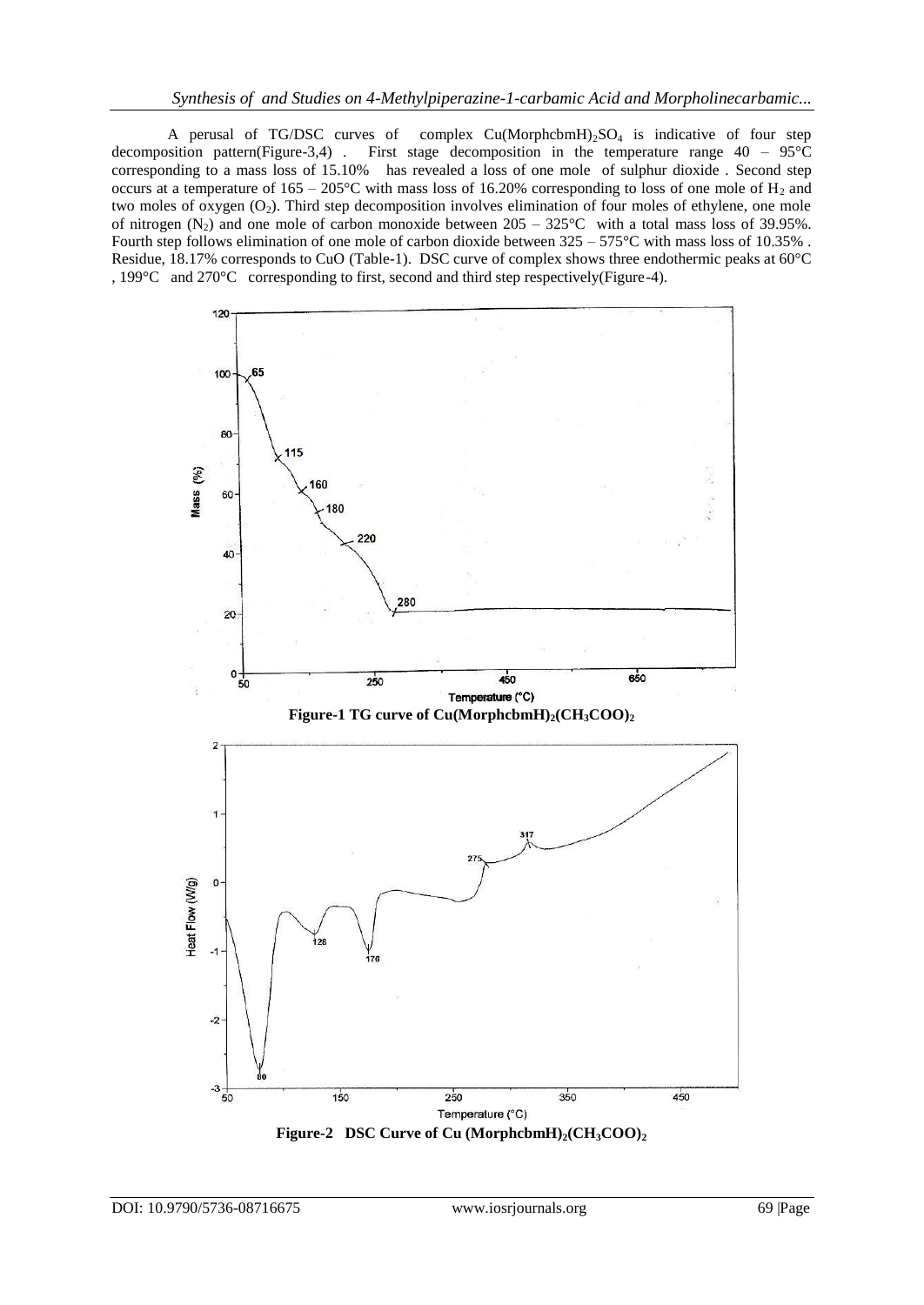A perusal of TG/DSC curves of complex $Cu(MorphcbmH)_2SO_4$ is indicative of four step decomposition pattern(Figure-3,4) . First stage decomposition in the temperature range 40 – 95°C corresponding to a mass loss of 15.10% has revealed a loss of one mole of sulphur dioxide . Second step occurs at a temperature of 165 – 205°C with mass loss of 16.20% corresponding to loss of one mole of $H_2$ and two moles of oxygen ($O_2$). Third step decomposition involves elimination of four moles of ethylene, one mole of nitrogen ($N_2$) and one mole of carbon monoxide between 205 – 325°C with a total mass loss of 39.95%. Fourth step follows elimination of one mole of carbon dioxide between 325 – 575°C with mass loss of 10.35% . Residue, 18.17% corresponds to CuO (Table-1). DSC curve of complex shows three endothermic peaks at 60°C , 199°C and 270°C corresponding to first, second and third step respectively(Figure-4).

Mass (%)
120
100
80
60
40
20
0
65
115
160
180
220
280
50
250
450
650
Temperature (°C)

**Figure-1 TG curve of $Cu(MorphcbmH)_2(CH_3COO)_2$**

Heat Flow (W/g)
2
1
0
-1
-2
-3
80
128
176
275
317
50
150
250
350
450
Temperature (°C)

**Figure-2 DSC Curve of Cu $(MorphcbmH)_2(CH_3COO)_2$**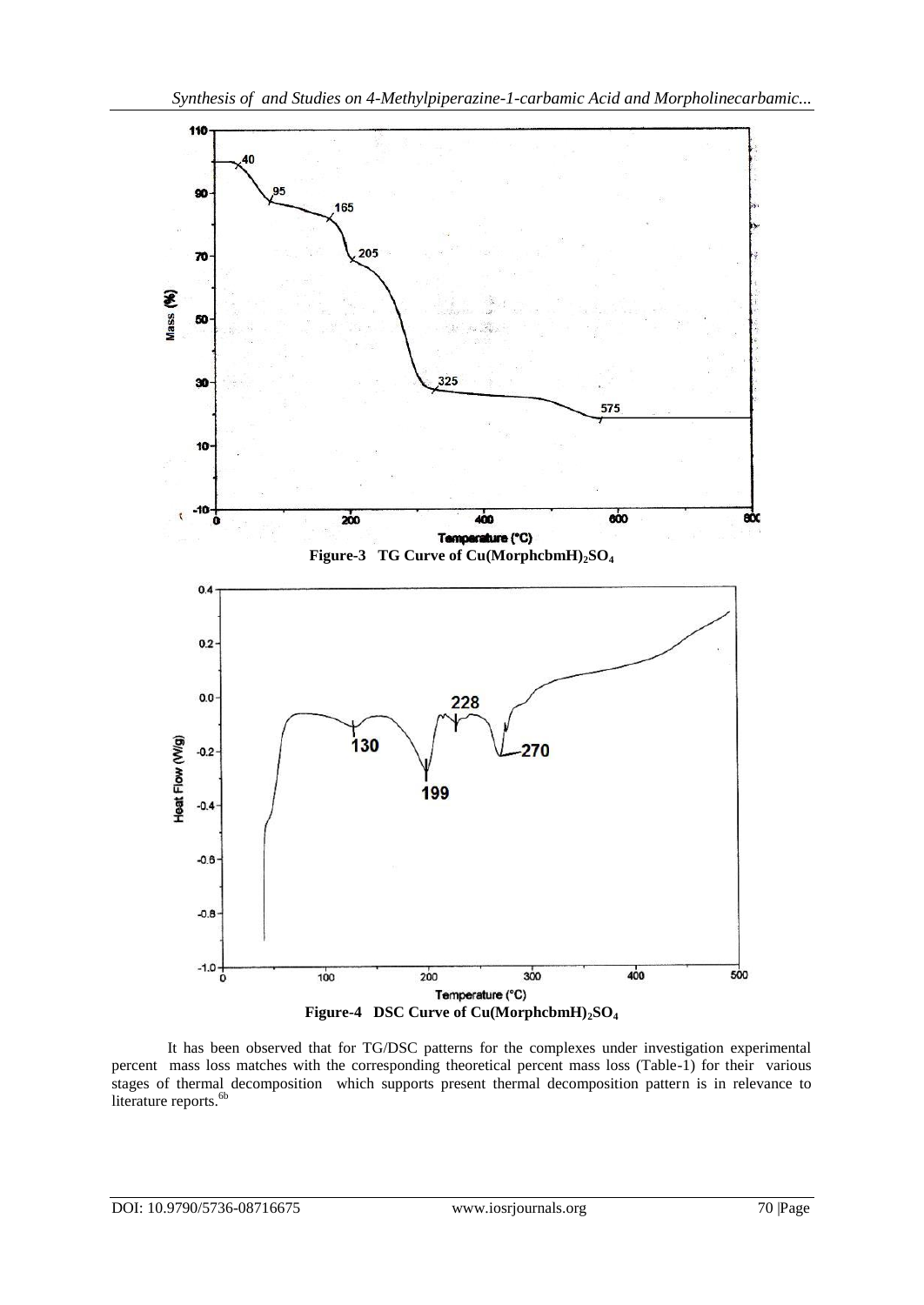110

90

70

50

30

10

-10

Mass (%)

40

95

165

205

325

575

0

200

400

600

800

Temperature (°C)

**Figure-3 TG Curve of $Cu(MorphcbmH)_2SO_4$**

0.4

0.2

0.0

-0.2

-0.4

-0.6

-0.8

-1.0

Heat Flow (W/g)

130

199

228

270

0

100

200

300

400

500

Temperature (°C)

**Figure-4 DSC Curve of $Cu(MorphcbmH)_2SO_4$**

It has been observed that for TG/DSC patterns for the complexes under investigation experimental percent mass loss matches with the corresponding theoretical percent mass loss (Table-1) for their various stages of thermal decomposition which supports present thermal decomposition pattern is in relevance to literature reports.[6b]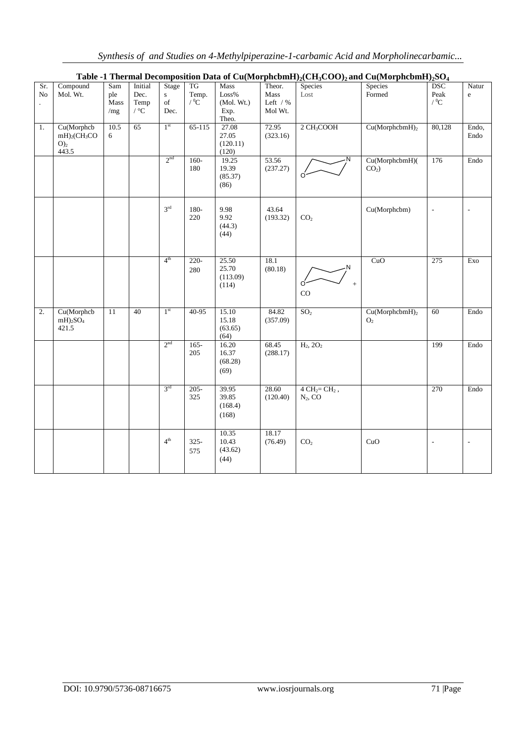**Table -1 Thermal Decomposition Data of $Cu(MorphcbmH)_2(CH_3COO)_2$ and $Cu(MorphcbmH)_2SO_4$**

| Sr. No. | Compound Mol. Wt. | Sample Mass /mg | Initial Dec. Temp / °C | Stages of Dec. | TG Temp. / °C | Mass Loss% (Mol. Wt.) Exp. Theo. | Theor. Mass Left / % Mol Wt. | Species Lost | Species Formed | DSC Peak / °C | Nature |
|---|---|---|---|---|---|---|---|---|---|---|---|
| 1. | $Cu(MorphcbmH)_2(CH_3COO)_2$ 443.5 | 10.56 | 65 | 1st | 65-115 | 27.08 27.05 (120.11) (120) | 72.95 (323.16) | 2 $CH_3COOH$ | $Cu(MorphcbmH)_2$ | 80,128 | Endo, Endo |
| | | | | 2nd | 160-180 | 19.25 19.39 (85.37) (86) | 53.56 (237.27) | (morpholine ring) | $Cu(MorphcbmH)(CO_2)$ | 176 | Endo |
| | | | | 3rd | 180-220 | 9.98 9.92 (44.3) (44) | 43.64 (193.32) | $CO_2$ | Cu(Morphcbm) | - | - |
| | | | | 4th | 220-280 | 25.50 25.70 (113.09) (114) | 18.1 (80.18) | (morpholine ring) + CO | CuO | 275 | Exo |
| 2. | $Cu(MorphcbmH)_2SO_4$ 421.5 | 11 | 40 | 1st | 40-95 | 15.10 15.18 (63.65) (64) | 84.82 (357.09) | $SO_2$ | $Cu(MorphcbmH)_2O_2$ | 60 | Endo |
| | | | | 2nd | 165-205 | 16.20 16.37 (68.28) (69) | 68.45 (288.17) | $H_2$, $2O_2$ | | 199 | Endo |
| | | | | 3rd | 205-325 | 39.95 39.85 (168.4) (168) | 28.60 (120.40) | 4 $CH_2=CH_2$, $N_2$, CO | | 270 | Endo |
| | | | | 4th | 325-575 | 10.35 10.43 (43.62) (44) | 18.17 (76.49) | $CO_2$ | CuO | - | - |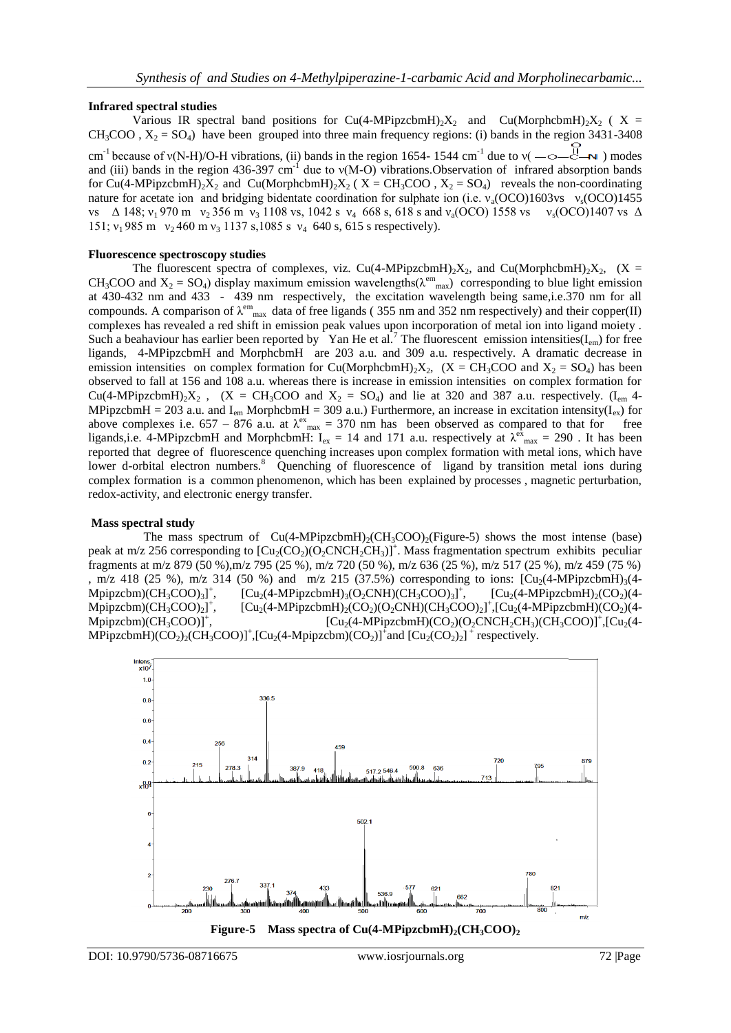### Infrared spectral studies

Various IR spectral band positions for $Cu(4\text{-}MPipzcbmH)_2X_2$ and $Cu(MorphcbmH)_2X_2$ ( $X = CH_3COO$ , $X_2 = SO_4$) have been grouped into three main frequency regions: (i) bands in the region 3431-3408 $cm^{-1}$ because of ν(N-H)/O-H vibrations, (ii) bands in the region 1654- 1544 $cm^{-1}$ due to ν( —O—C(=O)—N ) modes and (iii) bands in the region 436-397 $cm^{-1}$ due to ν(M-O) vibrations.Observation of infrared absorption bands for $Cu(4\text{-}MPipzcbmH)_2X_2$ and $Cu(MorphcbmH)_2X_2$ ( $X = CH_3COO$ , $X_2 = SO_4$) reveals the non-coordinating nature for acetate ion and bridging bidentate coordination for sulphate ion (i.e. $\nu_a$(OCO)1603vs $\nu_s$(OCO)1455 vs Δ 148; $\nu_1$ 970 m $\nu_2$ 356 m $\nu_3$ 1108 vs, 1042 s $\nu_4$ 668 s, 618 s and $\nu_a$(OCO) 1558 vs $\nu_s$(OCO)1407 vs Δ 151; $\nu_1$ 985 m $\nu_2$ 460 m $\nu_3$ 1137 s,1085 s $\nu_4$ 640 s, 615 s respectively).

### Fluorescence spectroscopy studies

The fluorescent spectra of complexes, viz. $Cu(4\text{-}MPipzcbmH)_2X_2$, and $Cu(MorphcbmH)_2X_2$, ($X = CH_3COO$ and $X_2 = SO_4$) display maximum emission wavelengths($\lambda^{em}_{max}$) corresponding to blue light emission at 430-432 nm and 433 - 439 nm respectively, the excitation wavelength being same,i.e.370 nm for all compounds. A comparison of $\lambda^{em}_{max}$ data of free ligands ( 355 nm and 352 nm respectively) and their copper(II) complexes has revealed a red shift in emission peak values upon incorporation of metal ion into ligand moiety . Such a beahaviour has earlier been reported by Yan He et al.[7] The fluorescent emission intensities($I_{em}$) for free ligands, 4-MPipzcbmH and MorphcbmH are 203 a.u. and 309 a.u. respectively. A dramatic decrease in emission intensities on complex formation for $Cu(MorphcbmH)_2X_2$, ($X = CH_3COO$ and $X_2 = SO_4$) has been observed to fall at 156 and 108 a.u. whereas there is increase in emission intensities on complex formation for $Cu(4\text{-}MPipzcbmH)_2X_2$ , ($X = CH_3COO$ and $X_2 = SO_4$) and lie at 320 and 387 a.u. respectively. ($I_{em}$ 4-MPipzcbmH = 203 a.u. and $I_{em}$ MorphcbmH = 309 a.u.) Furthermore, an increase in excitation intensity($I_{ex}$) for above complexes i.e. 657 – 876 a.u. at $\lambda^{ex}_{max}$ = 370 nm has been observed as compared to that for free ligands,i.e. 4-MPipzcbmH and MorphcbmH: $I_{ex}$ = 14 and 171 a.u. respectively at $\lambda^{ex}_{max}$ = 290 . It has been reported that degree of fluorescence quenching increases upon complex formation with metal ions, which have lower d-orbital electron numbers.[8] Quenching of fluorescence of ligand by transition metal ions during complex formation is a common phenomenon, which has been explained by processes , magnetic perturbation, redox-activity, and electronic energy transfer.

### Mass spectral study

The mass spectrum of $Cu(4\text{-}MPipzcbmH)_2(CH_3COO)_2$(Figure-5) shows the most intense (base) peak at m/z 256 corresponding to $[Cu_2(CO_2)(O_2CNCH_2CH_3)]^+$. Mass fragmentation spectrum exhibits peculiar fragments at m/z 879 (50 %),m/z 795 (25 %), m/z 720 (50 %), m/z 636 (25 %), m/z 517 (25 %), m/z 459 (75 %) , m/z 418 (25 %), m/z 314 (50 %) and m/z 215 (37.5%) corresponding to ions: $[Cu_2(4\text{-}MPipzcbmH)_3(4\text{-}Mpipzcbm)(CH_3COO)_3]^+$, $[Cu_2(4\text{-}MPipzcbmH)_3(O_2CNH)(CH_3COO)_3]^+$, $[Cu_2(4\text{-}MPipzcbmH)_2(CO_2)(4\text{-}Mpipzcbm)(CH_3COO)_2]^+$, $[Cu_2(4\text{-}MPipzcbmH)_2(CO_2)(O_2CNH)(CH_3COO)_2]^+$,$[Cu_2(4\text{-}MPipzcbmH)(CO_2)(4\text{-}Mpipzcbm)(CH_3COO)]^+$, $[Cu_2(4\text{-}MPipzcbmH)(CO_2)(O_2CNCH_2CH_3)(CH_3COO)]^+$,$[Cu_2(4\text{-}MPipzcbmH)(CO_2)_2(CH_3COO)]^+$,$[Cu_2(4\text{-}Mpipzcbm)(CO_2)]^+$and $[Cu_2(CO_2)_2]^+$ respectively.

Intens. x10^7
1.0
0.8
0.6
0.4
0.2
336.5
256
459
215
278.3
314
387.9
418
517.2
546.4
590.8
636
713
720
795
879
x10^6
6
4
2
0
502.1
230
276.7
337.1
374
433
536.9
577
621
662
780
821
200
300
400
500
600
700
800
m/z

**Figure-5 Mass spectra of $Cu(4\text{-}MPipzcbmH)_2(CH_3COO)_2$**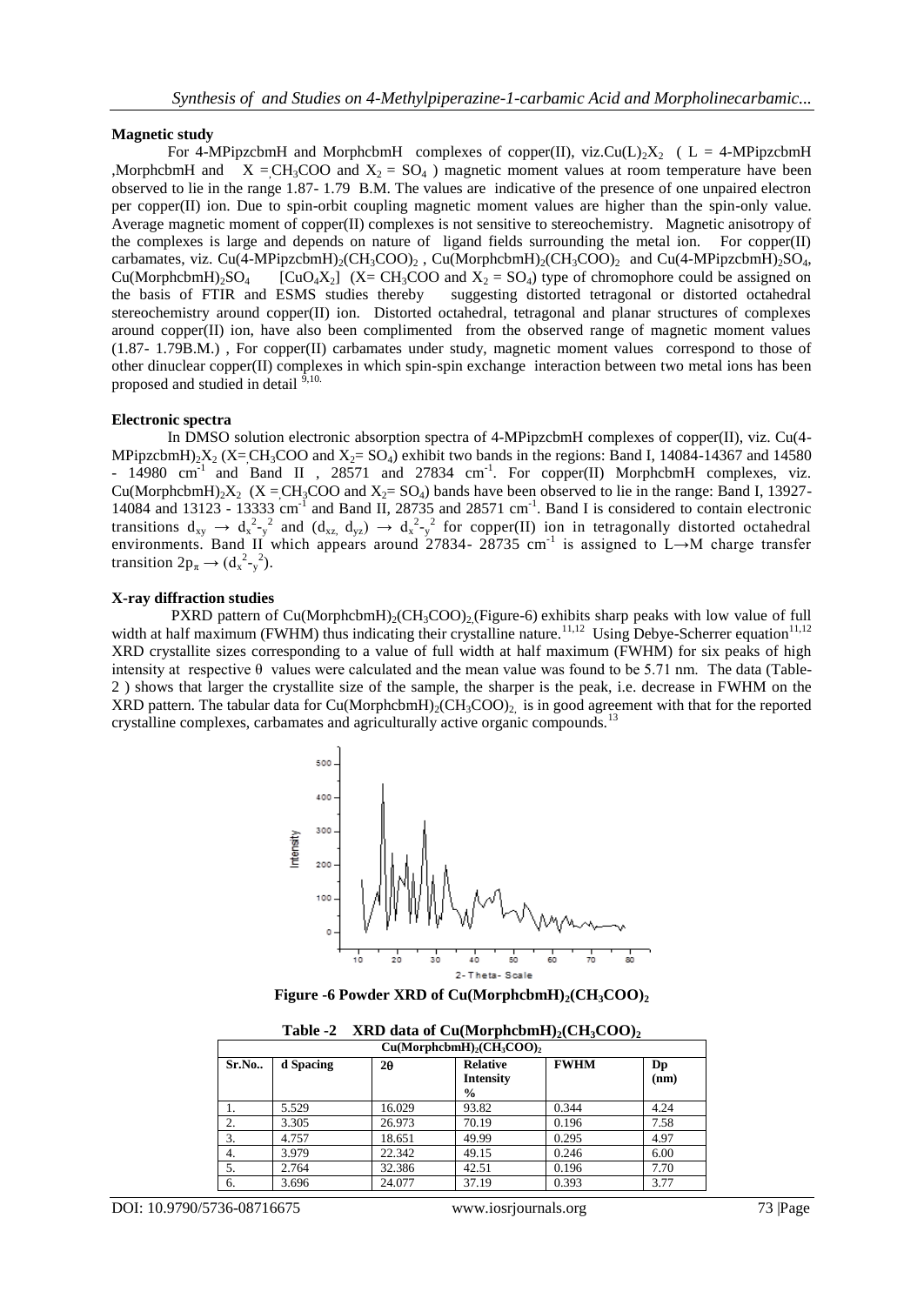**Magnetic study**

For 4-MPipzcbmH and MorphcbmH complexes of copper(II), viz.$Cu(L)_2X_2$ ( L = 4-MPipzcbmH ,MorphcbmH and X = $CH_3COO$ and $X_2 = SO_4$ ) magnetic moment values at room temperature have been observed to lie in the range 1.87- 1.79 B.M. The values are indicative of the presence of one unpaired electron per copper(II) ion. Due to spin-orbit coupling magnetic moment values are higher than the spin-only value. Average magnetic moment of copper(II) complexes is not sensitive to stereochemistry. Magnetic anisotropy of the complexes is large and depends on nature of ligand fields surrounding the metal ion. For copper(II) carbamates, viz. $Cu(4\text{-}MPipzcbmH)_2(CH_3COO)_2$ , $Cu(MorphcbmH)_2(CH_3COO)_2$ and $Cu(4\text{-}MPipzcbmH)_2SO_4$, $Cu(MorphcbmH)_2SO_4$ $[CuO_4X_2]$ (X= $CH_3COO$ and $X_2 = SO_4$) type of chromophore could be assigned on the basis of FTIR and ESMS studies thereby suggesting distorted tetragonal or distorted octahedral stereochemistry around copper(II) ion. Distorted octahedral, tetragonal and planar structures of complexes around copper(II) ion, have also been complimented from the observed range of magnetic moment values (1.87- 1.79B.M.) , For copper(II) carbamates under study, magnetic moment values correspond to those of other dinuclear copper(II) complexes in which spin-spin exchange interaction between two metal ions has been proposed and studied in detail [9,10].

**Electronic spectra**

In DMSO solution electronic absorption spectra of 4-MPipzcbmH complexes of copper(II), viz. $Cu(4\text{-}MPipzcbmH)_2X_2$ (X= $CH_3COO$ and $X_2$= $SO_4$) exhibit two bands in the regions: Band I, 14084-14367 and 14580 - 14980 $cm^{-1}$ and Band II , 28571 and 27834 $cm^{-1}$. For copper(II) MorphcbmH complexes, viz. $Cu(MorphcbmH)_2X_2$ (X = $CH_3COO$ and $X_2$= $SO_4$) bands have been observed to lie in the range: Band I, 13927-14084 and 13123 - 13333 $cm^{-1}$ and Band II, 28735 and 28571 $cm^{-1}$. Band I is considered to contain electronic transitions $d_{xy} \rightarrow d_{x^2-y^2}$ and $(d_{xz}, d_{yz}) \rightarrow d_{x^2-y^2}$ for copper(II) ion in tetragonally distorted octahedral environments. Band II which appears around 27834- 28735 $cm^{-1}$ is assigned to L→M charge transfer transition $2p_\pi \rightarrow (d_{x^2-y^2})$.

**X-ray diffraction studies**

PXRD pattern of $Cu(MorphcbmH)_2(CH_3COO)_2$ (Figure-6) exhibits sharp peaks with low value of full width at half maximum (FWHM) thus indicating their crystalline nature.[11,12] Using Debye-Scherrer equation[11,12] XRD crystallite sizes corresponding to a value of full width at half maximum (FWHM) for six peaks of high intensity at respective θ values were calculated and the mean value was found to be 5.71 nm. The data (Table-2 ) shows that larger the crystallite size of the sample, the sharper is the peak, i.e. decrease in FWHM on the XRD pattern. The tabular data for $Cu(MorphcbmH)_2(CH_3COO)_2$ is in good agreement with that for the reported crystalline complexes, carbamates and agriculturally active organic compounds.[13]

500
400
300
200
100
0
Intensity
10 20 30 40 50 60 70 80
2- Theta- Scale

**Figure -6 Powder XRD of $Cu(MorphcbmH)_2(CH_3COO)_2$**

**Table -2 XRD data of $Cu(MorphcbmH)_2(CH_3COO)_2$**

| $Cu(MorphcbmH)_2(CH_3COO)_2$ | | | | | |
|---|---|---|---|---|---|
| Sr.No.. | d Spacing | 2θ | Relative Intensity % | FWHM | Dp (nm) |
| 1. | 5.529 | 16.029 | 93.82 | 0.344 | 4.24 |
| 2. | 3.305 | 26.973 | 70.19 | 0.196 | 7.58 |
| 3. | 4.757 | 18.651 | 49.99 | 0.295 | 4.97 |
| 4. | 3.979 | 22.342 | 49.15 | 0.246 | 6.00 |
| 5. | 2.764 | 32.386 | 42.51 | 0.196 | 7.70 |
| 6. | 3.696 | 24.077 | 37.19 | 0.393 | 3.77 |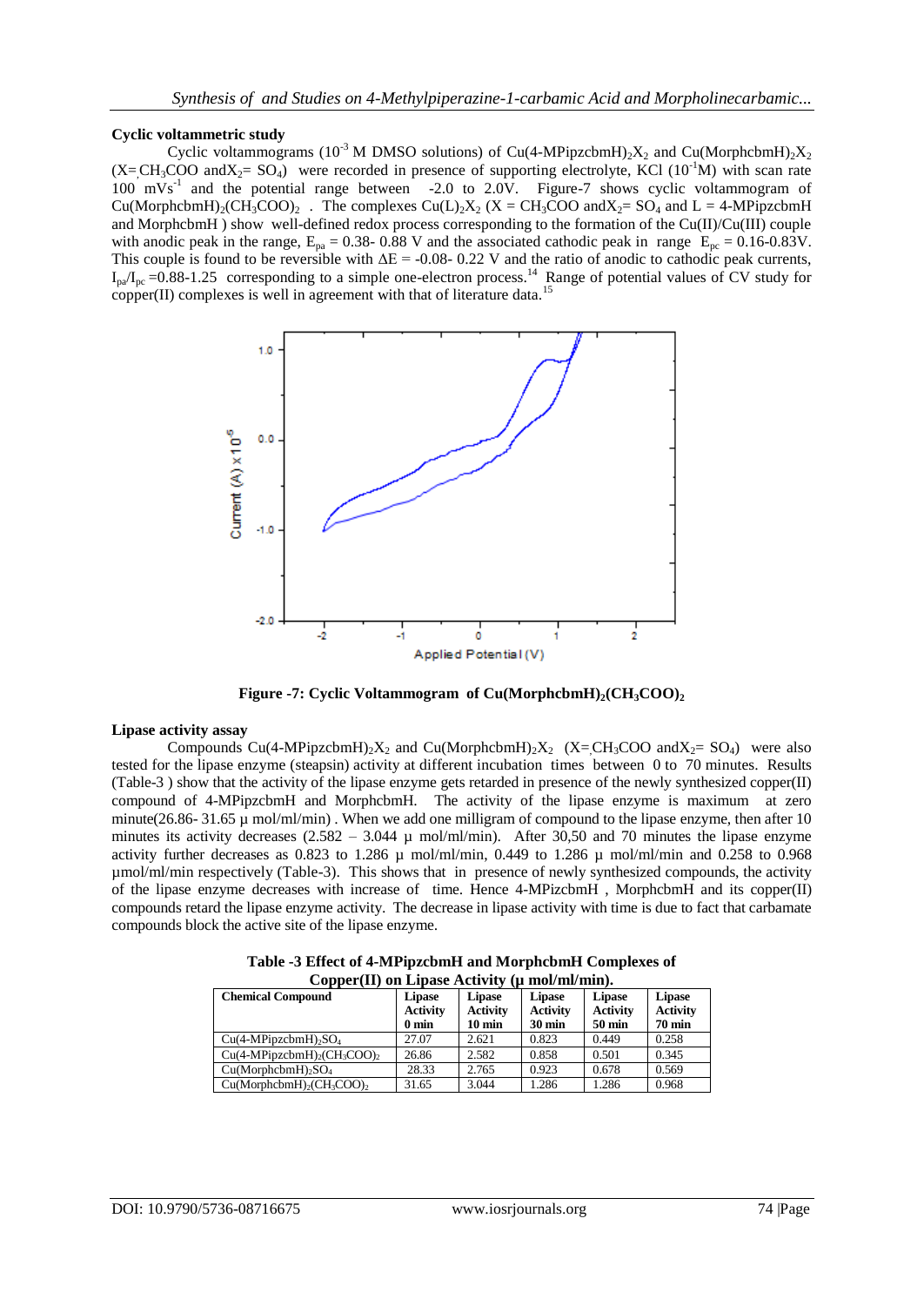### Cyclic voltammetric study

Cyclic voltammograms ($10^{-3}$ M DMSO solutions) of $Cu(4\text{-}MPipzcbmH)_2X_2$ and $Cu(MorphcbmH)_2X_2$ ($X = CH_3COO$ and $X_2 = SO_4$) were recorded in presence of supporting electrolyte, KCl ($10^{-1}$M) with scan rate 100 $mVs^{-1}$ and the potential range between -2.0 to 2.0V. Figure-7 shows cyclic voltammogram of $Cu(MorphcbmH)_2(CH_3COO)_2$ . The complexes $Cu(L)_2X_2$ ($X = CH_3COO$ and $X_2 = SO_4$ and L = 4-MPipzcbmH and MorphcbmH ) show well-defined redox process corresponding to the formation of the Cu(II)/Cu(III) couple with anodic peak in the range, $E_{pa}$ = 0.38- 0.88 V and the associated cathodic peak in range $E_{pc}$ = 0.16-0.83V. This couple is found to be reversible with $\Delta E$ = -0.08- 0.22 V and the ratio of anodic to cathodic peak currents, $I_{pa}/I_{pc}$ =0.88-1.25 corresponding to a simple one-electron process.[14] Range of potential values of CV study for copper(II) complexes is well in agreement with that of literature data.[15]

1.0
0.0
-1.0
-2.0
Current (A) x 10$^{-5}$
-2
-1
0
1
2
Applied Potential (V)

**Figure -7: Cyclic Voltammogram of $Cu(MorphcbmH)_2(CH_3COO)_2$**

### Lipase activity assay

Compounds $Cu(4\text{-}MPipzcbmH)_2X_2$ and $Cu(MorphcbmH)_2X_2$ ($X = CH_3COO$ and $X_2 = SO_4$) were also tested for the lipase enzyme (steapsin) activity at different incubation times between 0 to 70 minutes. Results (Table-3 ) show that the activity of the lipase enzyme gets retarded in presence of the newly synthesized copper(II) compound of 4-MPipzcbmH and MorphcbmH. The activity of the lipase enzyme is maximum at zero minute(26.86- 31.65 µ mol/ml/min) . When we add one milligram of compound to the lipase enzyme, then after 10 minutes its activity decreases (2.582 – 3.044 µ mol/ml/min). After 30,50 and 70 minutes the lipase enzyme activity further decreases as 0.823 to 1.286 µ mol/ml/min, 0.449 to 1.286 µ mol/ml/min and 0.258 to 0.968 µmol/ml/min respectively (Table-3). This shows that in presence of newly synthesized compounds, the activity of the lipase enzyme decreases with increase of time. Hence 4-MPizcbmH , MorphcbmH and its copper(II) compounds retard the lipase enzyme activity. The decrease in lipase activity with time is due to fact that carbamate compounds block the active site of the lipase enzyme.

**Table -3 Effect of 4-MPipzcbmH and MorphcbmH Complexes of Copper(II) on Lipase Activity (µ mol/ml/min).**

| Chemical Compound | Lipase Activity 0 min | Lipase Activity 10 min | Lipase Activity 30 min | Lipase Activity 50 min | Lipase Activity 70 min |
|---|---|---|---|---|---|
| $Cu(4\text{-}MPipzcbmH)_2SO_4$ | 27.07 | 2.621 | 0.823 | 0.449 | 0.258 |
| $Cu(4\text{-}MPipzcbmH)_2(CH_3COO)_2$ | 26.86 | 2.582 | 0.858 | 0.501 | 0.345 |
| $Cu(MorphcbmH)_2SO_4$ | 28.33 | 2.765 | 0.923 | 0.678 | 0.569 |
| $Cu(MorphcbmH)_2(CH_3COO)_2$ | 31.65 | 3.044 | 1.286 | 1.286 | 0.968 |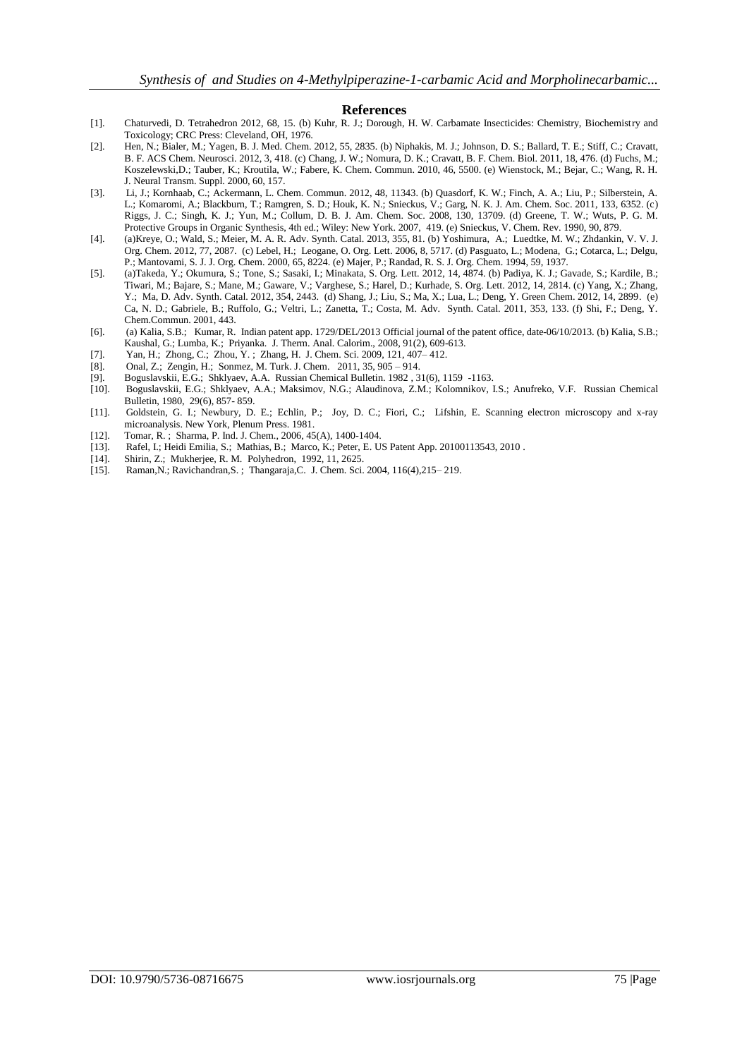## References

[1]. Chaturvedi, D. Tetrahedron 2012, 68, 15. (b) Kuhr, R. J.; Dorough, H. W. Carbamate Insecticides: Chemistry, Biochemistry and Toxicology; CRC Press: Cleveland, OH, 1976.

[2]. Hen, N.; Bialer, M.; Yagen, B. J. Med. Chem. 2012, 55, 2835. (b) Niphakis, M. J.; Johnson, D. S.; Ballard, T. E.; Stiff, C.; Cravatt, B. F. ACS Chem. Neurosci. 2012, 3, 418. (c) Chang, J. W.; Nomura, D. K.; Cravatt, B. F. Chem. Biol. 2011, 18, 476. (d) Fuchs, M.; Koszelewski,D.; Tauber, K.; Kroutila, W.; Fabere, K. Chem. Commun. 2010, 46, 5500. (e) Wienstock, M.; Bejar, C.; Wang, R. H. J. Neural Transm. Suppl. 2000, 60, 157.

[3]. Li, J.; Kornhaab, C.; Ackermann, L. Chem. Commun. 2012, 48, 11343. (b) Quasdorf, K. W.; Finch, A. A.; Liu, P.; Silberstein, A. L.; Komaromi, A.; Blackburn, T.; Ramgren, S. D.; Houk, K. N.; Snieckus, V.; Garg, N. K. J. Am. Chem. Soc. 2011, 133, 6352. (c) Riggs, J. C.; Singh, K. J.; Yun, M.; Collum, D. B. J. Am. Chem. Soc. 2008, 130, 13709. (d) Greene, T. W.; Wuts, P. G. M. Protective Groups in Organic Synthesis, 4th ed.; Wiley: New York. 2007, 419. (e) Snieckus, V. Chem. Rev. 1990, 90, 879.

[4]. (a)Kreye, O.; Wald, S.; Meier, M. A. R. Adv. Synth. Catal. 2013, 355, 81. (b) Yoshimura, A.; Luedtke, M. W.; Zhdankin, V. V. J. Org. Chem. 2012, 77, 2087. (c) Lebel, H.; Leogane, O. Org. Lett. 2006, 8, 5717. (d) Pasguato, L.; Modena, G.; Cotarca, L.; Delgu, P.; Mantovami, S. J. J. Org. Chem. 2000, 65, 8224. (e) Majer, P.; Randad, R. S. J. Org. Chem. 1994, 59, 1937.

[5]. (a)Takeda, Y.; Okumura, S.; Tone, S.; Sasaki, I.; Minakata, S. Org. Lett. 2012, 14, 4874. (b) Padiya, K. J.; Gavade, S.; Kardile, B.; Tiwari, M.; Bajare, S.; Mane, M.; Gaware, V.; Varghese, S.; Harel, D.; Kurhade, S. Org. Lett. 2012, 14, 2814. (c) Yang, X.; Zhang, Y.; Ma, D. Adv. Synth. Catal. 2012, 354, 2443. (d) Shang, J.; Liu, S.; Ma, X.; Lua, L.; Deng, Y. Green Chem. 2012, 14, 2899. (e) Ca, N. D.; Gabriele, B.; Ruffolo, G.; Veltri, L.; Zanetta, T.; Costa, M. Adv. Synth. Catal. 2011, 353, 133. (f) Shi, F.; Deng, Y. Chem.Commun. 2001, 443.

[6]. (a) Kalia, S.B.; Kumar, R. Indian patent app. 1729/DEL/2013 Official journal of the patent office, date-06/10/2013. (b) Kalia, S.B.; Kaushal, G.; Lumba, K.; Priyanka. J. Therm. Anal. Calorim., 2008, 91(2), 609-613.

[7]. Yan, H.; Zhong, C.; Zhou, Y. ; Zhang, H. J. Chem. Sci. 2009, 121, 407– 412.

[8]. Onal, Z.; Zengin, H.; Sonmez, M. Turk. J. Chem. 2011, 35, 905 – 914.

[9]. Boguslavskii, E.G.; Shklyaev, A.A. Russian Chemical Bulletin. 1982 , 31(6), 1159 -1163.

[10]. Boguslavskii, E.G.; Shklyaev, A.A.; Maksimov, N.G.; Alaudinova, Z.M.; Kolomnikov, I.S.; Anufreko, V.F. Russian Chemical Bulletin, 1980, 29(6), 857- 859.

[11]. Goldstein, G. I.; Newbury, D. E.; Echlin, P.; Joy, D. C.; Fiori, C.; Lifshin, E. Scanning electron microscopy and x-ray microanalysis. New York, Plenum Press. 1981.

[12]. Tomar, R. ; Sharma, P. Ind. J. Chem., 2006, 45(A), 1400-1404.

[13]. Rafel, I.; Heidi Emilia, S.; Mathias, B.; Marco, K.; Peter, E. US Patent App. 20100113543, 2010 .

[14]. Shirin, Z.; Mukherjee, R. M. Polyhedron, 1992, 11, 2625.

[15]. Raman,N.; Ravichandran,S. ; Thangaraja,C. J. Chem. Sci. 2004, 116(4),215– 219.